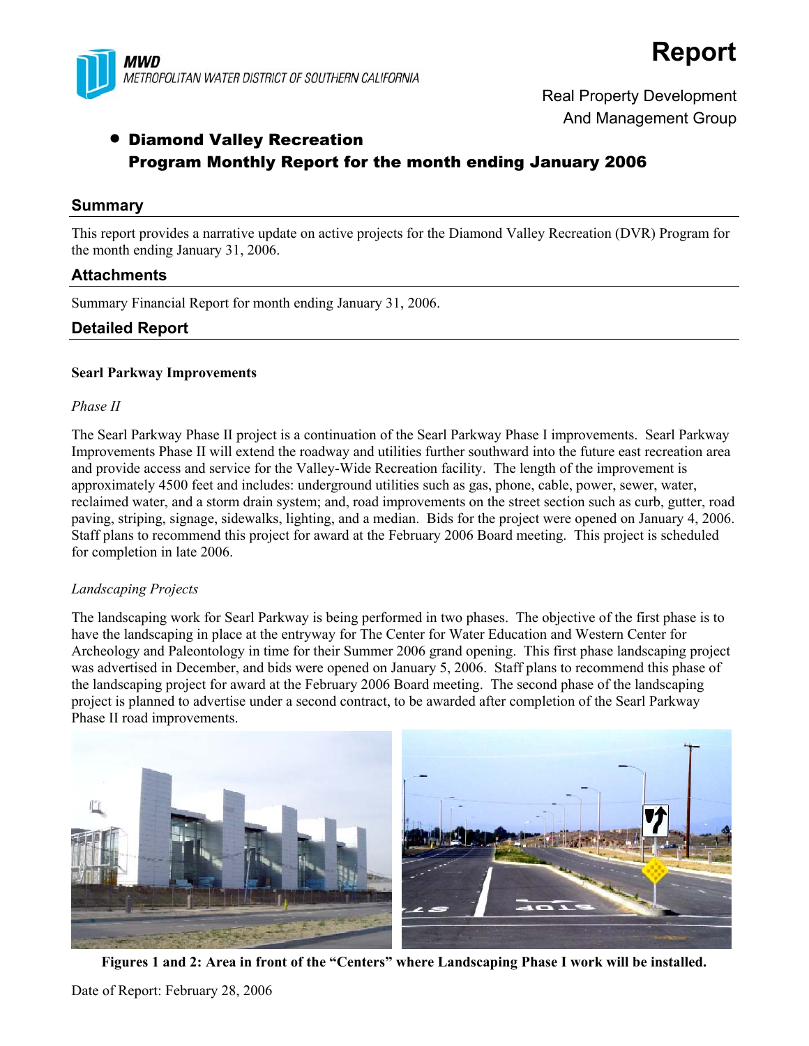MWD
METROPOLITAN WATER DISTRICT OF SOUTHERN CALIFORNIA

# Report

Real Property Development
And Management Group

- **Diamond Valley Recreation**
  **Program Monthly Report for the month ending January 2006**

## Summary

This report provides a narrative update on active projects for the Diamond Valley Recreation (DVR) Program for the month ending January 31, 2006.

## Attachments

Summary Financial Report for month ending January 31, 2006.

## Detailed Report

**Searl Parkway Improvements**

*Phase II*

The Searl Parkway Phase II project is a continuation of the Searl Parkway Phase I improvements. Searl Parkway Improvements Phase II will extend the roadway and utilities further southward into the future east recreation area and provide access and service for the Valley-Wide Recreation facility. The length of the improvement is approximately 4500 feet and includes: underground utilities such as gas, phone, cable, power, sewer, water, reclaimed water, and a storm drain system; and, road improvements on the street section such as curb, gutter, road paving, striping, signage, sidewalks, lighting, and a median. Bids for the project were opened on January 4, 2006. Staff plans to recommend this project for award at the February 2006 Board meeting. This project is scheduled for completion in late 2006.

*Landscaping Projects*

The landscaping work for Searl Parkway is being performed in two phases. The objective of the first phase is to have the landscaping in place at the entryway for The Center for Water Education and Western Center for Archeology and Paleontology in time for their Summer 2006 grand opening. This first phase landscaping project was advertised in December, and bids were opened on January 5, 2006. Staff plans to recommend this phase of the landscaping project for award at the February 2006 Board meeting. The second phase of the landscaping project is planned to advertise under a second contract, to be awarded after completion of the Searl Parkway Phase II road improvements.

**Figures 1 and 2: Area in front of the "Centers" where Landscaping Phase I work will be installed.**

Date of Report: February 28, 2006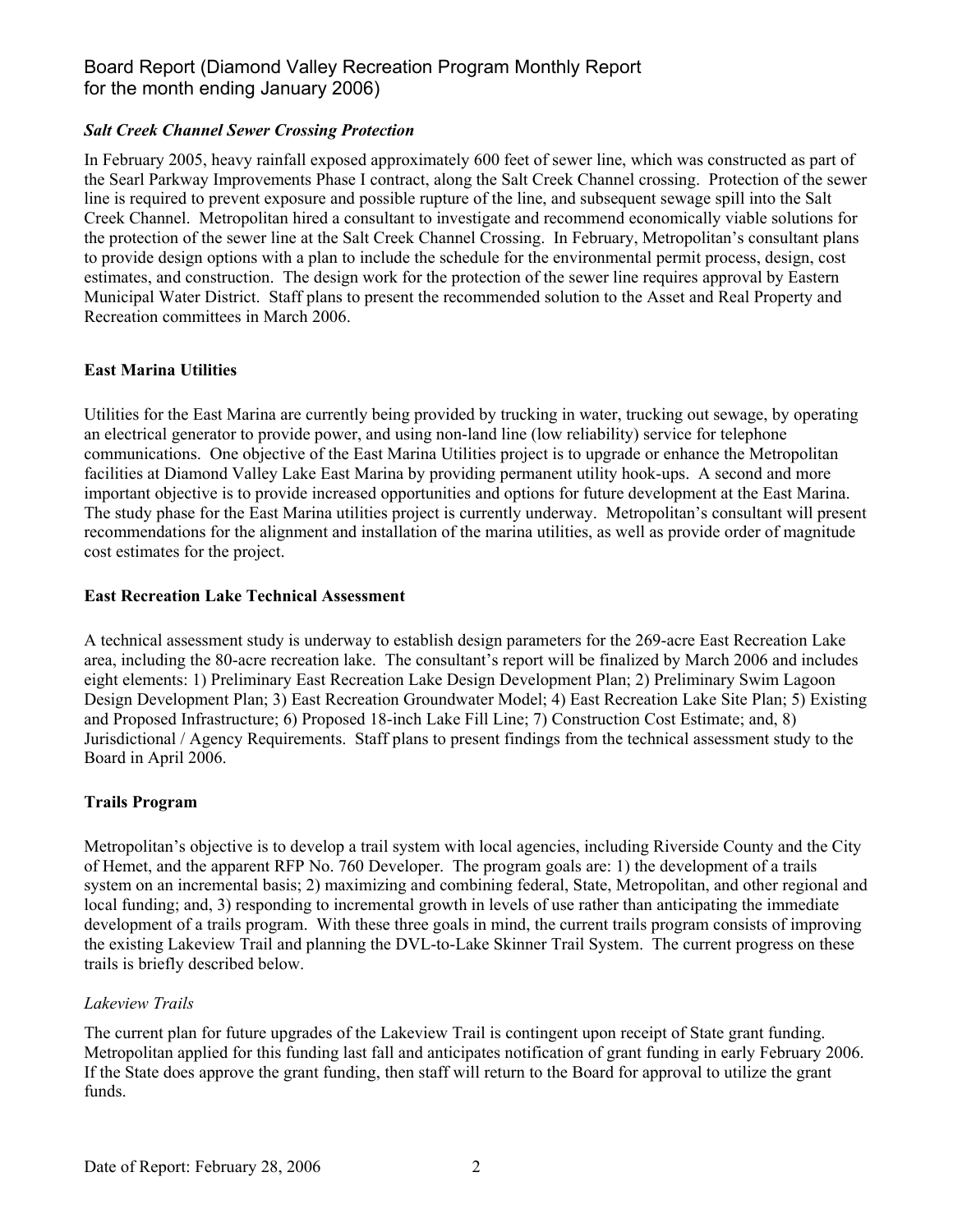### *Salt Creek Channel Sewer Crossing Protection*

In February 2005, heavy rainfall exposed approximately 600 feet of sewer line, which was constructed as part of the Searl Parkway Improvements Phase I contract, along the Salt Creek Channel crossing. Protection of the sewer line is required to prevent exposure and possible rupture of the line, and subsequent sewage spill into the Salt Creek Channel. Metropolitan hired a consultant to investigate and recommend economically viable solutions for the protection of the sewer line at the Salt Creek Channel Crossing. In February, Metropolitan's consultant plans to provide design options with a plan to include the schedule for the environmental permit process, design, cost estimates, and construction. The design work for the protection of the sewer line requires approval by Eastern Municipal Water District. Staff plans to present the recommended solution to the Asset and Real Property and Recreation committees in March 2006.

## East Marina Utilities

Utilities for the East Marina are currently being provided by trucking in water, trucking out sewage, by operating an electrical generator to provide power, and using non-land line (low reliability) service for telephone communications. One objective of the East Marina Utilities project is to upgrade or enhance the Metropolitan facilities at Diamond Valley Lake East Marina by providing permanent utility hook-ups. A second and more important objective is to provide increased opportunities and options for future development at the East Marina. The study phase for the East Marina utilities project is currently underway. Metropolitan's consultant will present recommendations for the alignment and installation of the marina utilities, as well as provide order of magnitude cost estimates for the project.

## East Recreation Lake Technical Assessment

A technical assessment study is underway to establish design parameters for the 269-acre East Recreation Lake area, including the 80-acre recreation lake. The consultant's report will be finalized by March 2006 and includes eight elements: 1) Preliminary East Recreation Lake Design Development Plan; 2) Preliminary Swim Lagoon Design Development Plan; 3) East Recreation Groundwater Model; 4) East Recreation Lake Site Plan; 5) Existing and Proposed Infrastructure; 6) Proposed 18-inch Lake Fill Line; 7) Construction Cost Estimate; and, 8) Jurisdictional / Agency Requirements. Staff plans to present findings from the technical assessment study to the Board in April 2006.

## Trails Program

Metropolitan's objective is to develop a trail system with local agencies, including Riverside County and the City of Hemet, and the apparent RFP No. 760 Developer. The program goals are: 1) the development of a trails system on an incremental basis; 2) maximizing and combining federal, State, Metropolitan, and other regional and local funding; and, 3) responding to incremental growth in levels of use rather than anticipating the immediate development of a trails program. With these three goals in mind, the current trails program consists of improving the existing Lakeview Trail and planning the DVL-to-Lake Skinner Trail System. The current progress on these trails is briefly described below.

### *Lakeview Trails*

The current plan for future upgrades of the Lakeview Trail is contingent upon receipt of State grant funding. Metropolitan applied for this funding last fall and anticipates notification of grant funding in early February 2006. If the State does approve the grant funding, then staff will return to the Board for approval to utilize the grant funds.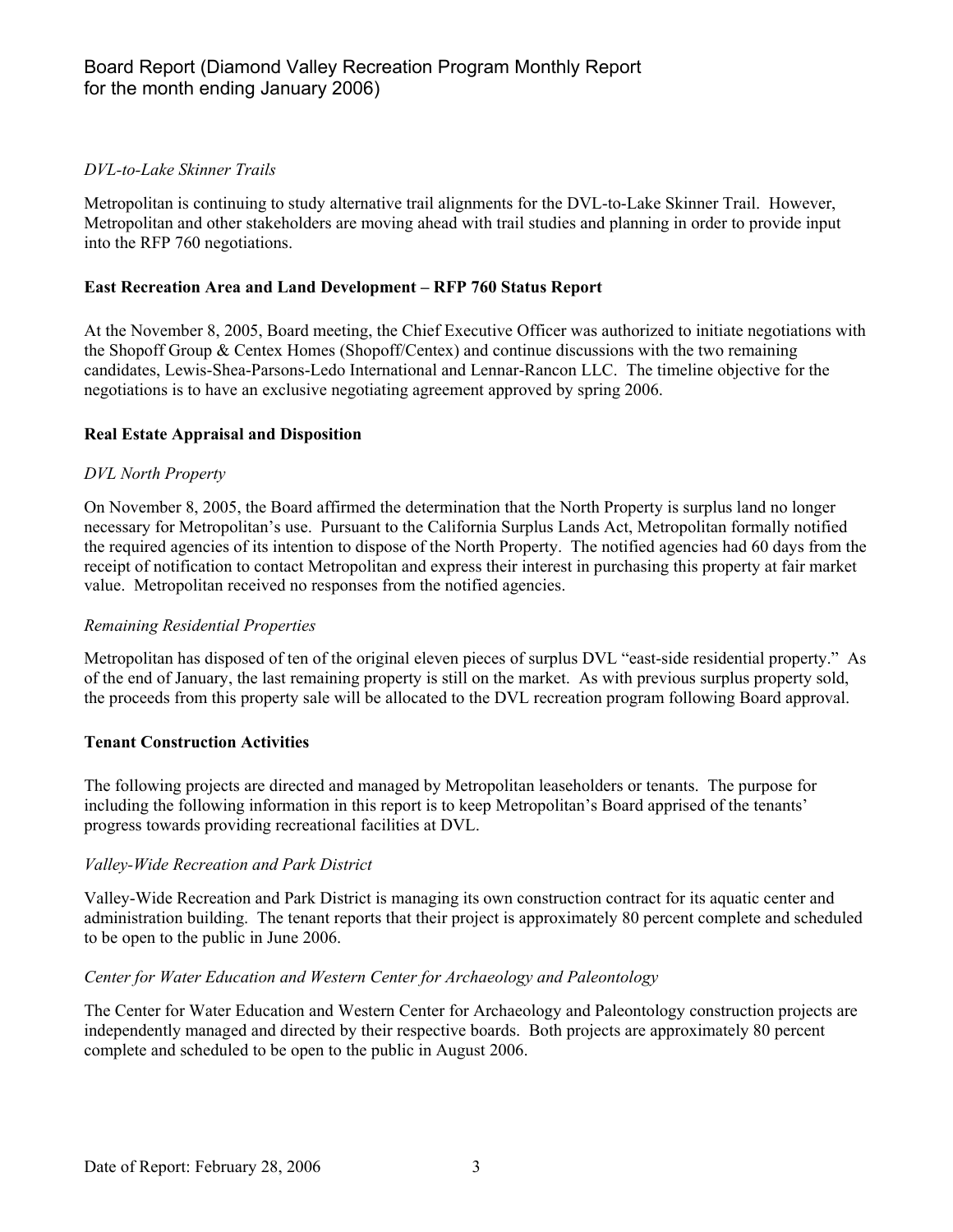*DVL-to-Lake Skinner Trails*

Metropolitan is continuing to study alternative trail alignments for the DVL-to-Lake Skinner Trail. However, Metropolitan and other stakeholders are moving ahead with trail studies and planning in order to provide input into the RFP 760 negotiations.

**East Recreation Area and Land Development – RFP 760 Status Report**

At the November 8, 2005, Board meeting, the Chief Executive Officer was authorized to initiate negotiations with the Shopoff Group & Centex Homes (Shopoff/Centex) and continue discussions with the two remaining candidates, Lewis-Shea-Parsons-Ledo International and Lennar-Rancon LLC. The timeline objective for the negotiations is to have an exclusive negotiating agreement approved by spring 2006.

**Real Estate Appraisal and Disposition**

*DVL North Property*

On November 8, 2005, the Board affirmed the determination that the North Property is surplus land no longer necessary for Metropolitan's use. Pursuant to the California Surplus Lands Act, Metropolitan formally notified the required agencies of its intention to dispose of the North Property. The notified agencies had 60 days from the receipt of notification to contact Metropolitan and express their interest in purchasing this property at fair market value. Metropolitan received no responses from the notified agencies.

*Remaining Residential Properties*

Metropolitan has disposed of ten of the original eleven pieces of surplus DVL "east-side residential property." As of the end of January, the last remaining property is still on the market. As with previous surplus property sold, the proceeds from this property sale will be allocated to the DVL recreation program following Board approval.

**Tenant Construction Activities**

The following projects are directed and managed by Metropolitan leaseholders or tenants. The purpose for including the following information in this report is to keep Metropolitan's Board apprised of the tenants' progress towards providing recreational facilities at DVL.

*Valley-Wide Recreation and Park District*

Valley-Wide Recreation and Park District is managing its own construction contract for its aquatic center and administration building. The tenant reports that their project is approximately 80 percent complete and scheduled to be open to the public in June 2006.

*Center for Water Education and Western Center for Archaeology and Paleontology*

The Center for Water Education and Western Center for Archaeology and Paleontology construction projects are independently managed and directed by their respective boards. Both projects are approximately 80 percent complete and scheduled to be open to the public in August 2006.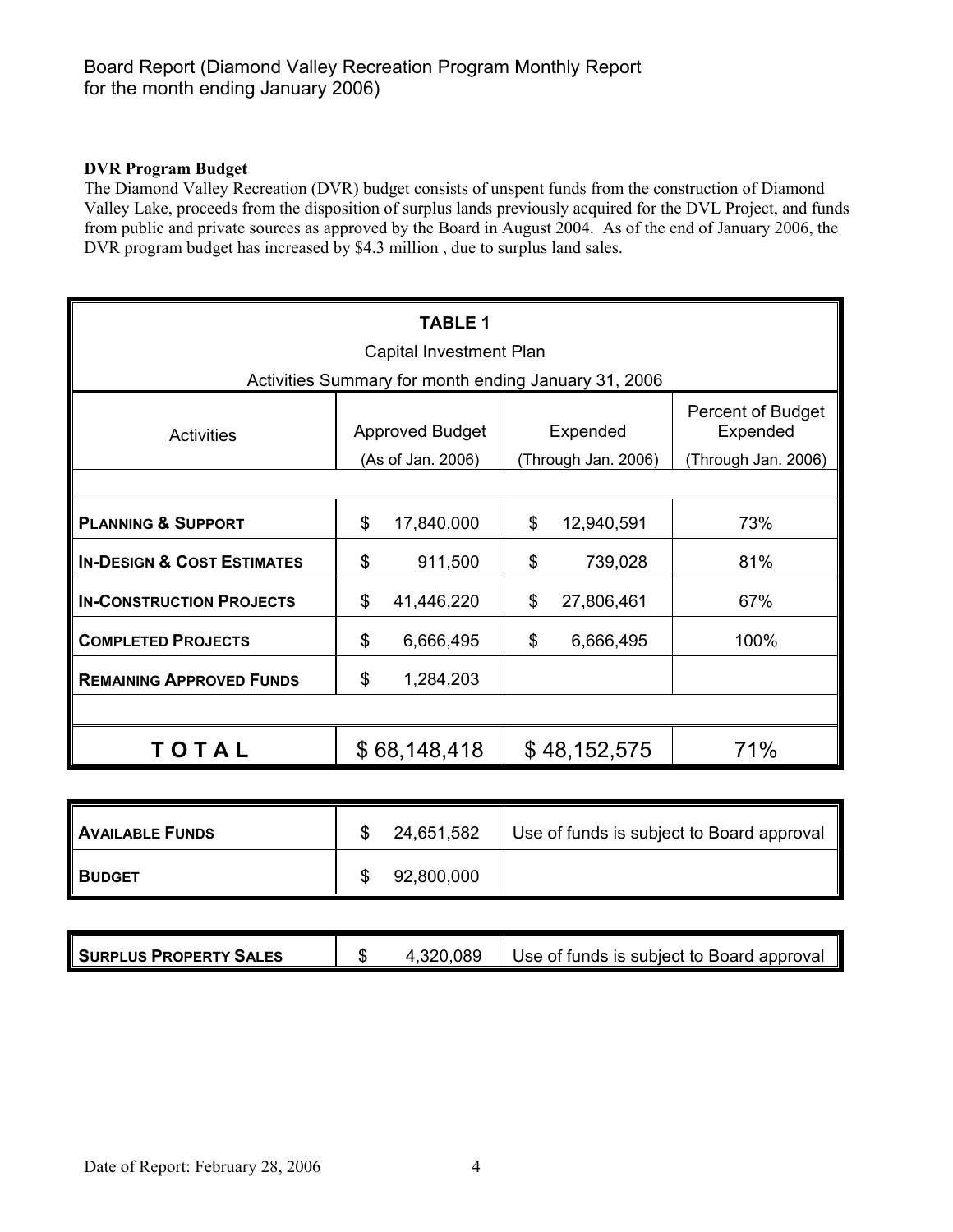Board Report (Diamond Valley Recreation Program Monthly Report for the month ending January 2006)

**DVR Program Budget**

The Diamond Valley Recreation (DVR) budget consists of unspent funds from the construction of Diamond Valley Lake, proceeds from the disposition of surplus lands previously acquired for the DVL Project, and funds from public and private sources as approved by the Board in August 2004. As of the end of January 2006, the DVR program budget has increased by $4.3 million , due to surplus land sales.

**TABLE 1**

Capital Investment Plan

Activities Summary for month ending January 31, 2006

| Activities | Approved Budget (As of Jan. 2006) | Expended (Through Jan. 2006) | Percent of Budget Expended (Through Jan. 2006) |
|---|---|---|---|
| **PLANNING & SUPPORT** | $ 17,840,000 | $ 12,940,591 | 73% |
| **IN-DESIGN & COST ESTIMATES** | $ 911,500 | $ 739,028 | 81% |
| **IN-CONSTRUCTION PROJECTS** | $ 41,446,220 | $ 27,806,461 | 67% |
| **COMPLETED PROJECTS** | $ 6,666,495 | $ 6,666,495 | 100% |
| **REMAINING APPROVED FUNDS** | $ 1,284,203 | | |
| **TOTAL** | $ 68,148,418 | $ 48,152,575 | 71% |

| | | |
|---|---|---|
| **AVAILABLE FUNDS** | $ 24,651,582 | Use of funds is subject to Board approval |
| **BUDGET** | $ 92,800,000 | |

| | | |
|---|---|---|
| **SURPLUS PROPERTY SALES** | $ 4,320,089 | Use of funds is subject to Board approval |

Date of Report: February 28, 2006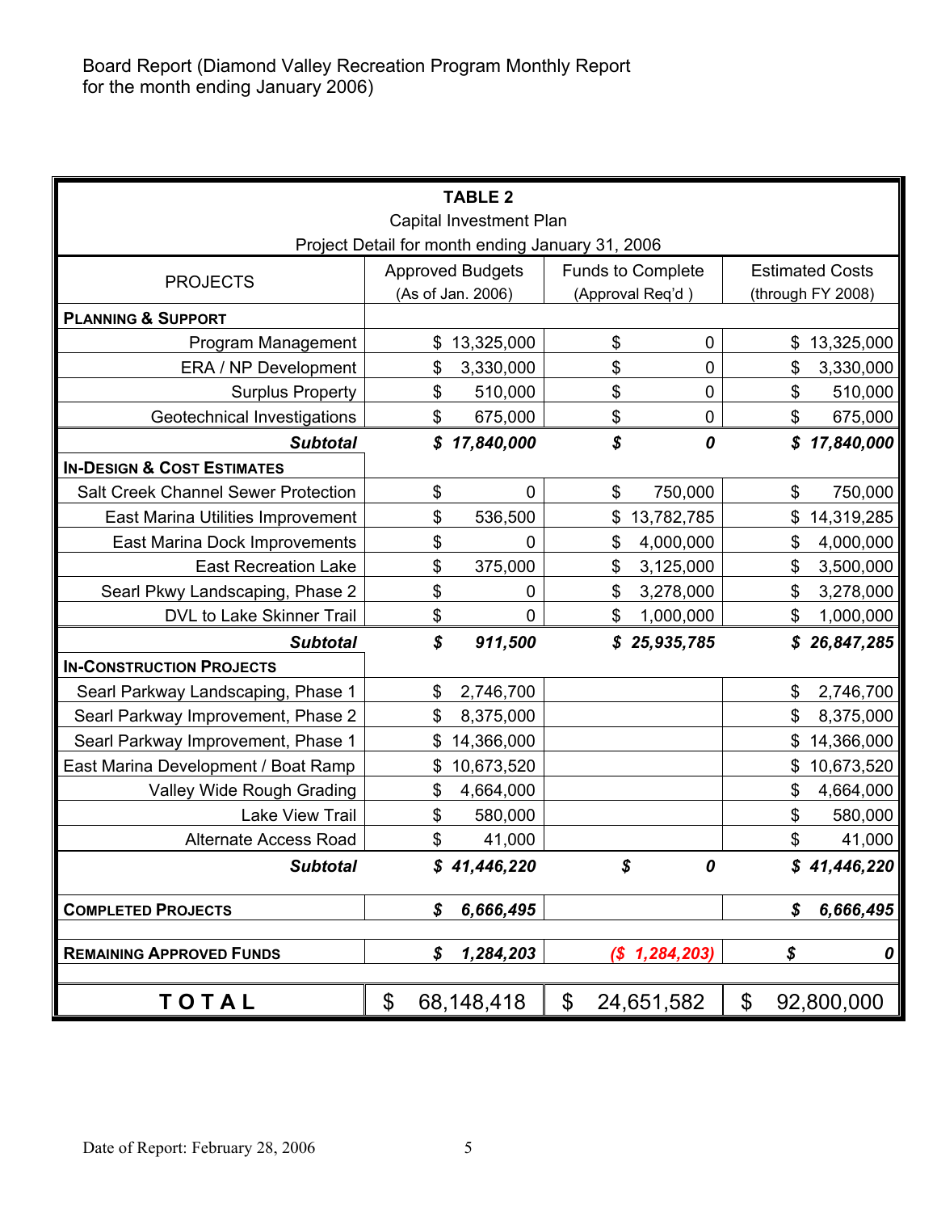Board Report (Diamond Valley Recreation Program Monthly Report for the month ending January 2006)

| TABLE 2<br>Capital Investment Plan<br>Project Detail for month ending January 31, 2006 | | | |
|---|---|---|---|
| PROJECTS | Approved Budgets (As of Jan. 2006) | Funds to Complete (Approval Req'd ) | Estimated Costs (through FY 2008) |
| **PLANNING & SUPPORT** | | | |
| Program Management | $ 13,325,000 | $ 0 | $ 13,325,000 |
| ERA / NP Development | $ 3,330,000 | $ 0 | $ 3,330,000 |
| Surplus Property | $ 510,000 | $ 0 | $ 510,000 |
| Geotechnical Investigations | $ 675,000 | $ 0 | $ 675,000 |
| ***Subtotal*** | ***$ 17,840,000*** | ***$ 0*** | ***$ 17,840,000*** |
| **IN-DESIGN & COST ESTIMATES** | | | |
| Salt Creek Channel Sewer Protection | $ 0 | $ 750,000 | $ 750,000 |
| East Marina Utilities Improvement | $ 536,500 | $ 13,782,785 | $ 14,319,285 |
| East Marina Dock Improvements | $ 0 | $ 4,000,000 | $ 4,000,000 |
| East Recreation Lake | $ 375,000 | $ 3,125,000 | $ 3,500,000 |
| Searl Pkwy Landscaping, Phase 2 | $ 0 | $ 3,278,000 | $ 3,278,000 |
| DVL to Lake Skinner Trail | $ 0 | $ 1,000,000 | $ 1,000,000 |
| ***Subtotal*** | ***$ 911,500*** | ***$ 25,935,785*** | ***$ 26,847,285*** |
| **IN-CONSTRUCTION PROJECTS** | | | |
| Searl Parkway Landscaping, Phase 1 | $ 2,746,700 | | $ 2,746,700 |
| Searl Parkway Improvement, Phase 2 | $ 8,375,000 | | $ 8,375,000 |
| Searl Parkway Improvement, Phase 1 | $ 14,366,000 | | $ 14,366,000 |
| East Marina Development / Boat Ramp | $ 10,673,520 | | $ 10,673,520 |
| Valley Wide Rough Grading | $ 4,664,000 | | $ 4,664,000 |
| Lake View Trail | $ 580,000 | | $ 580,000 |
| Alternate Access Road | $ 41,000 | | $ 41,000 |
| ***Subtotal*** | ***$ 41,446,220*** | ***$ 0*** | ***$ 41,446,220*** |
| **COMPLETED PROJECTS** | ***$ 6,666,495*** | | ***$ 6,666,495*** |
| **REMAINING APPROVED FUNDS** | ***$ 1,284,203*** | ***($ 1,284,203)*** | ***$ 0*** |
| **TOTAL** | $ 68,148,418 | $ 24,651,582 | $ 92,800,000 |

Date of Report: February 28, 2006